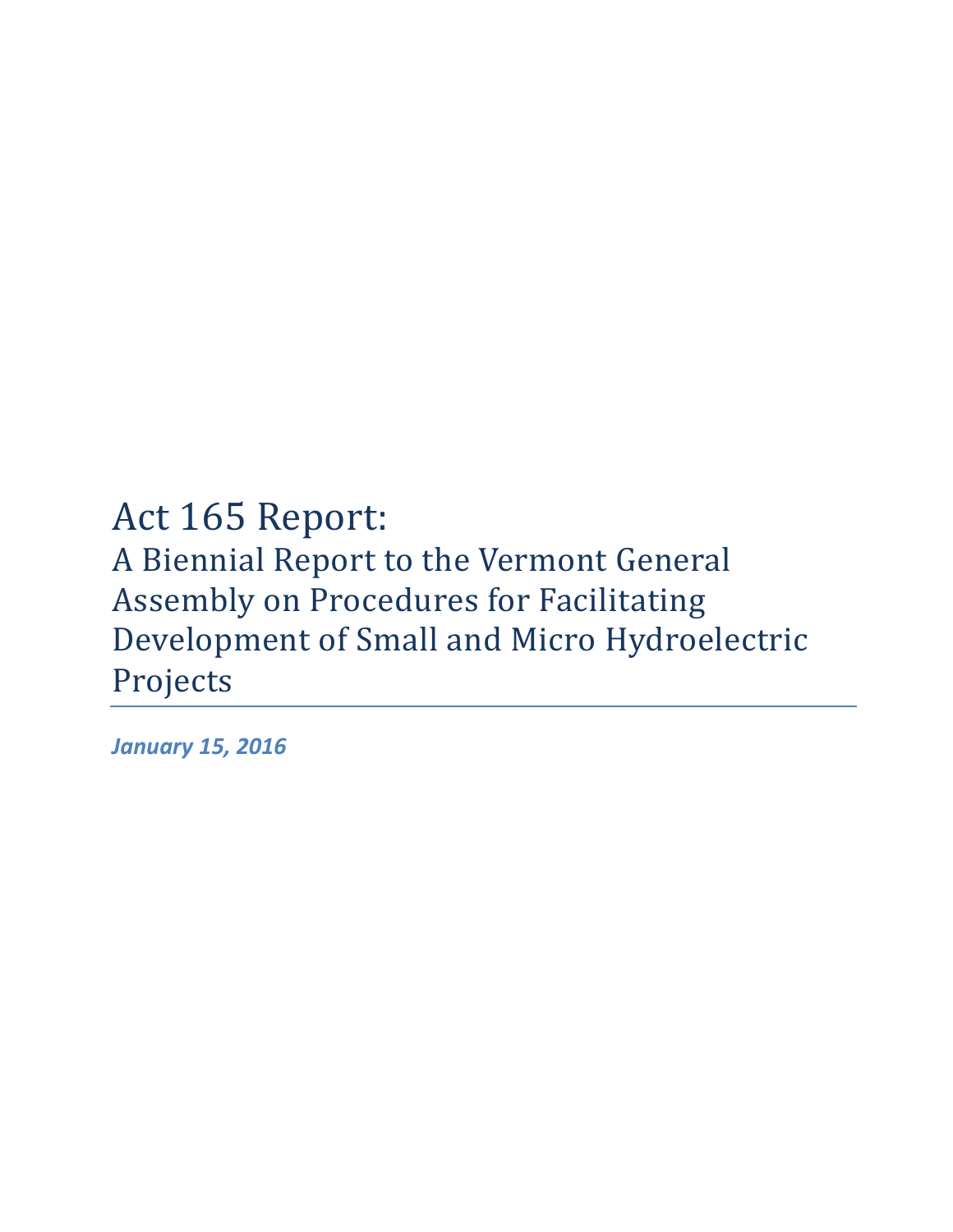# Act 165 Report:

## A Biennial Report to the Vermont General Assembly on Procedures for Facilitating Development of Small and Micro Hydroelectric Projects

***January 15, 2016***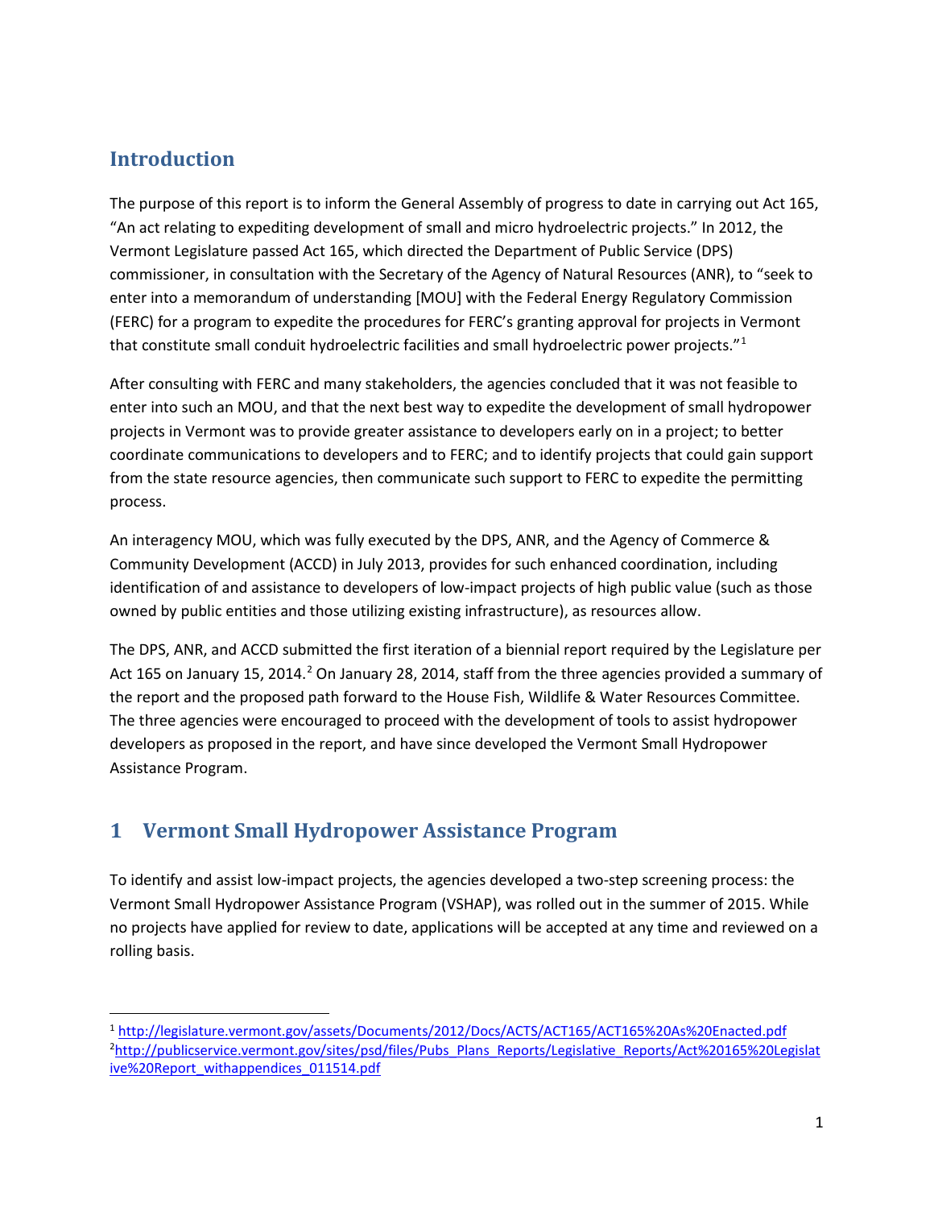## Introduction

The purpose of this report is to inform the General Assembly of progress to date in carrying out Act 165, "An act relating to expediting development of small and micro hydroelectric projects." In 2012, the Vermont Legislature passed Act 165, which directed the Department of Public Service (DPS) commissioner, in consultation with the Secretary of the Agency of Natural Resources (ANR), to "seek to enter into a memorandum of understanding [MOU] with the Federal Energy Regulatory Commission (FERC) for a program to expedite the procedures for FERC's granting approval for projects in Vermont that constitute small conduit hydroelectric facilities and small hydroelectric power projects."[1]

After consulting with FERC and many stakeholders, the agencies concluded that it was not feasible to enter into such an MOU, and that the next best way to expedite the development of small hydropower projects in Vermont was to provide greater assistance to developers early on in a project; to better coordinate communications to developers and to FERC; and to identify projects that could gain support from the state resource agencies, then communicate such support to FERC to expedite the permitting process.

An interagency MOU, which was fully executed by the DPS, ANR, and the Agency of Commerce & Community Development (ACCD) in July 2013, provides for such enhanced coordination, including identification of and assistance to developers of low-impact projects of high public value (such as those owned by public entities and those utilizing existing infrastructure), as resources allow.

The DPS, ANR, and ACCD submitted the first iteration of a biennial report required by the Legislature per Act 165 on January 15, 2014.[2] On January 28, 2014, staff from the three agencies provided a summary of the report and the proposed path forward to the House Fish, Wildlife & Water Resources Committee. The three agencies were encouraged to proceed with the development of tools to assist hydropower developers as proposed in the report, and have since developed the Vermont Small Hydropower Assistance Program.

## 1 Vermont Small Hydropower Assistance Program

To identify and assist low-impact projects, the agencies developed a two-step screening process: the Vermont Small Hydropower Assistance Program (VSHAP), was rolled out in the summer of 2015. While no projects have applied for review to date, applications will be accepted at any time and reviewed on a rolling basis.

---

[1] http://legislature.vermont.gov/assets/Documents/2012/Docs/ACTS/ACT165/ACT165%20As%20Enacted.pdf

[2] http://publicservice.vermont.gov/sites/psd/files/Pubs_Plans_Reports/Legislative_Reports/Act%20165%20Legislative%20Report_withappendices_011514.pdf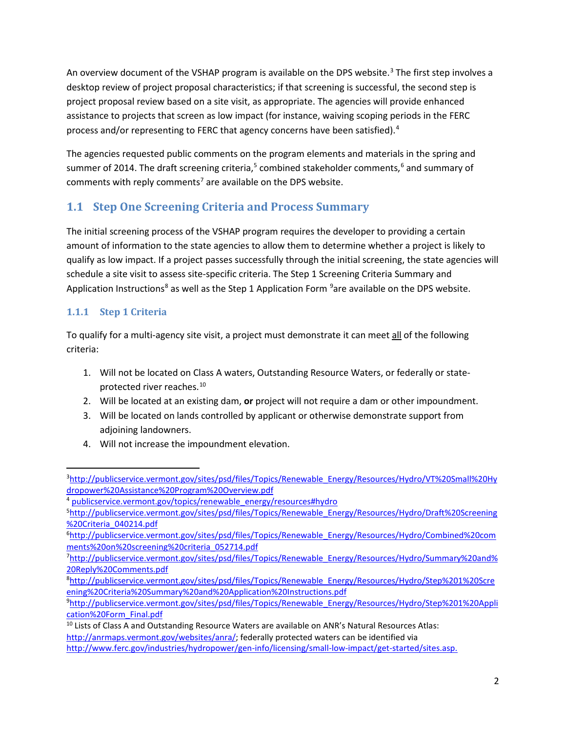An overview document of the VSHAP program is available on the DPS website.[3] The first step involves a desktop review of project proposal characteristics; if that screening is successful, the second step is project proposal review based on a site visit, as appropriate. The agencies will provide enhanced assistance to projects that screen as low impact (for instance, waiving scoping periods in the FERC process and/or representing to FERC that agency concerns have been satisfied).[4]

The agencies requested public comments on the program elements and materials in the spring and summer of 2014. The draft screening criteria,[5] combined stakeholder comments,[6] and summary of comments with reply comments[7] are available on the DPS website.

## 1.1 Step One Screening Criteria and Process Summary

The initial screening process of the VSHAP program requires the developer to providing a certain amount of information to the state agencies to allow them to determine whether a project is likely to qualify as low impact. If a project passes successfully through the initial screening, the state agencies will schedule a site visit to assess site-specific criteria. The Step 1 Screening Criteria Summary and Application Instructions[8] as well as the Step 1 Application Form [9]are available on the DPS website.

### 1.1.1 Step 1 Criteria

To qualify for a multi-agency site visit, a project must demonstrate it can meet all of the following criteria:

1. Will not be located on Class A waters, Outstanding Resource Waters, or federally or state-protected river reaches.[10]
2. Will be located at an existing dam, **or** project will not require a dam or other impoundment.
3. Will be located on lands controlled by applicant or otherwise demonstrate support from adjoining landowners.
4. Will not increase the impoundment elevation.

---

[3] http://publicservice.vermont.gov/sites/psd/files/Topics/Renewable_Energy/Resources/Hydro/VT%20Small%20Hydropower%20Assistance%20Program%20Overview.pdf

[4] publicservice.vermont.gov/topics/renewable_energy/resources#hydro

[5] http://publicservice.vermont.gov/sites/psd/files/Topics/Renewable_Energy/Resources/Hydro/Draft%20Screening%20Criteria_040214.pdf

[6] http://publicservice.vermont.gov/sites/psd/files/Topics/Renewable_Energy/Resources/Hydro/Combined%20comments%20on%20screening%20criteria_052714.pdf

[7] http://publicservice.vermont.gov/sites/psd/files/Topics/Renewable_Energy/Resources/Hydro/Summary%20and%20Reply%20Comments.pdf

[8] http://publicservice.vermont.gov/sites/psd/files/Topics/Renewable_Energy/Resources/Hydro/Step%201%20Screening%20Criteria%20Summary%20and%20Application%20Instructions.pdf

[9] http://publicservice.vermont.gov/sites/psd/files/Topics/Renewable_Energy/Resources/Hydro/Step%201%20Application%20Form_Final.pdf

[10] Lists of Class A and Outstanding Resource Waters are available on ANR's Natural Resources Atlas: http://anrmaps.vermont.gov/websites/anra/; federally protected waters can be identified via http://www.ferc.gov/industries/hydropower/gen-info/licensing/small-low-impact/get-started/sites.asp.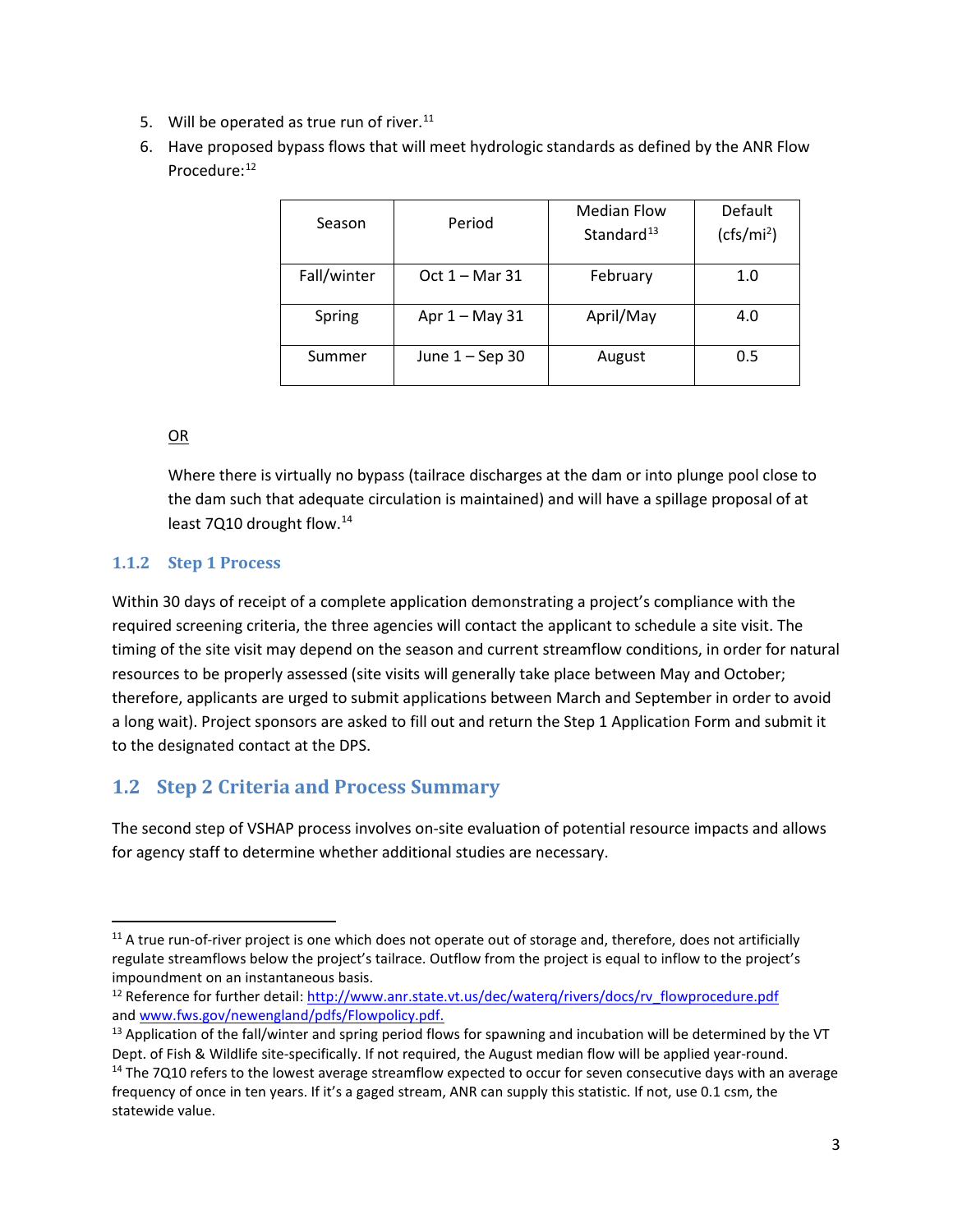5. Will be operated as true run of river.[11]
6. Have proposed bypass flows that will meet hydrologic standards as defined by the ANR Flow Procedure:[12]

| Season | Period | Median Flow Standard[13] | Default ($cfs/mi^2$) |
|---|---|---|---|
| Fall/winter | Oct 1 – Mar 31 | February | 1.0 |
| Spring | Apr 1 – May 31 | April/May | 4.0 |
| Summer | June 1 – Sep 30 | August | 0.5 |

OR

Where there is virtually no bypass (tailrace discharges at the dam or into plunge pool close to the dam such that adequate circulation is maintained) and will have a spillage proposal of at least 7Q10 drought flow.[14]

### 1.1.2 Step 1 Process

Within 30 days of receipt of a complete application demonstrating a project's compliance with the required screening criteria, the three agencies will contact the applicant to schedule a site visit. The timing of the site visit may depend on the season and current streamflow conditions, in order for natural resources to be properly assessed (site visits will generally take place between May and October; therefore, applicants are urged to submit applications between March and September in order to avoid a long wait). Project sponsors are asked to fill out and return the Step 1 Application Form and submit it to the designated contact at the DPS.

## 1.2 Step 2 Criteria and Process Summary

The second step of VSHAP process involves on-site evaluation of potential resource impacts and allows for agency staff to determine whether additional studies are necessary.

---

[11] A true run-of-river project is one which does not operate out of storage and, therefore, does not artificially regulate streamflows below the project's tailrace. Outflow from the project is equal to inflow to the project's impoundment on an instantaneous basis.

[12] Reference for further detail: http://www.anr.state.vt.us/dec/waterq/rivers/docs/rv_flowprocedure.pdf and www.fws.gov/newengland/pdfs/Flowpolicy.pdf.

[13] Application of the fall/winter and spring period flows for spawning and incubation will be determined by the VT Dept. of Fish & Wildlife site-specifically. If not required, the August median flow will be applied year-round.

[14] The 7Q10 refers to the lowest average streamflow expected to occur for seven consecutive days with an average frequency of once in ten years. If it's a gaged stream, ANR can supply this statistic. If not, use 0.1 csm, the statewide value.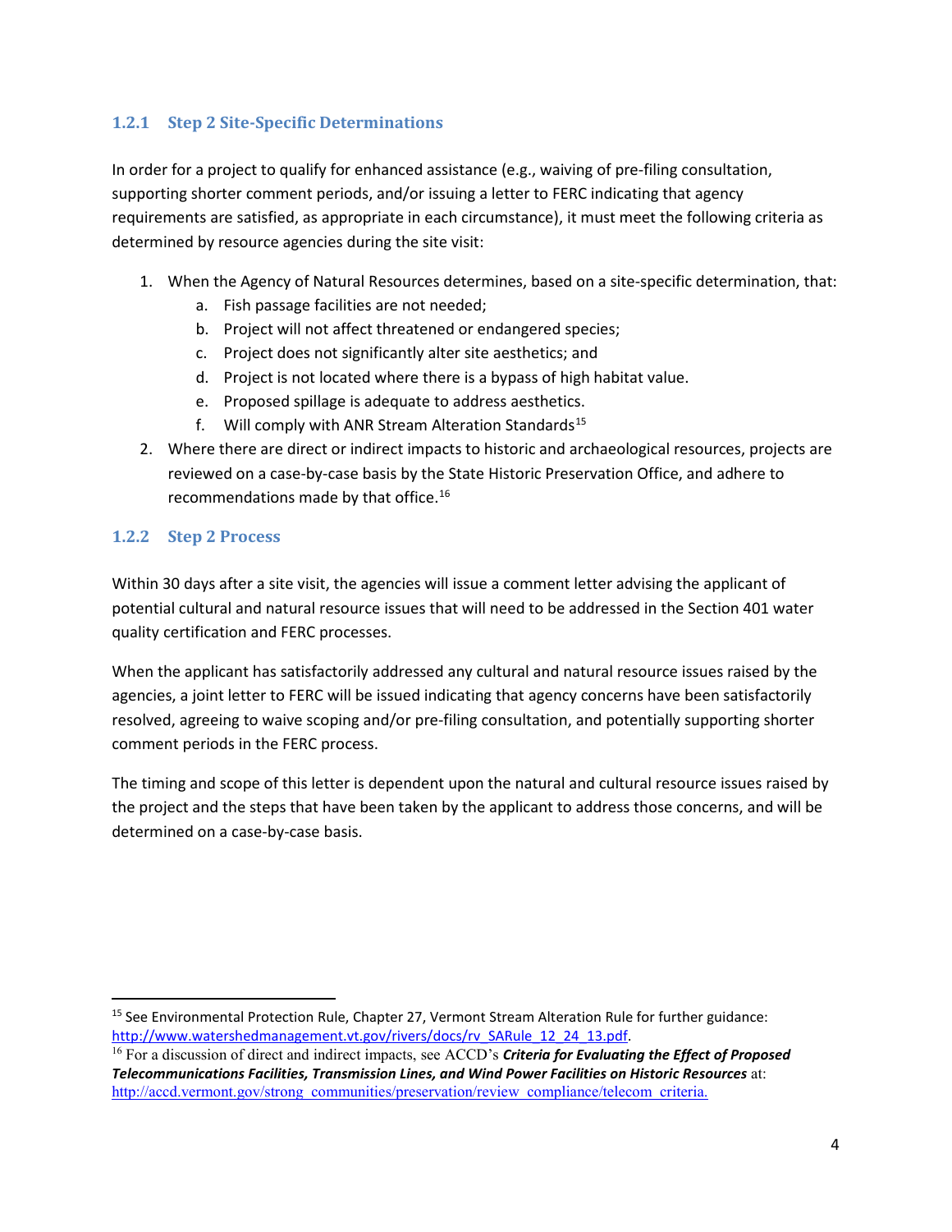### 1.2.1 Step 2 Site-Specific Determinations

In order for a project to qualify for enhanced assistance (e.g., waiving of pre-filing consultation, supporting shorter comment periods, and/or issuing a letter to FERC indicating that agency requirements are satisfied, as appropriate in each circumstance), it must meet the following criteria as determined by resource agencies during the site visit:

1. When the Agency of Natural Resources determines, based on a site-specific determination, that:
   a. Fish passage facilities are not needed;
   b. Project will not affect threatened or endangered species;
   c. Project does not significantly alter site aesthetics; and
   d. Project is not located where there is a bypass of high habitat value.
   e. Proposed spillage is adequate to address aesthetics.
   f. Will comply with ANR Stream Alteration Standards[15]
2. Where there are direct or indirect impacts to historic and archaeological resources, projects are reviewed on a case-by-case basis by the State Historic Preservation Office, and adhere to recommendations made by that office.[16]

### 1.2.2 Step 2 Process

Within 30 days after a site visit, the agencies will issue a comment letter advising the applicant of potential cultural and natural resource issues that will need to be addressed in the Section 401 water quality certification and FERC processes.

When the applicant has satisfactorily addressed any cultural and natural resource issues raised by the agencies, a joint letter to FERC will be issued indicating that agency concerns have been satisfactorily resolved, agreeing to waive scoping and/or pre-filing consultation, and potentially supporting shorter comment periods in the FERC process.

The timing and scope of this letter is dependent upon the natural and cultural resource issues raised by the project and the steps that have been taken by the applicant to address those concerns, and will be determined on a case-by-case basis.

---

[15] See Environmental Protection Rule, Chapter 27, Vermont Stream Alteration Rule for further guidance: http://www.watershedmanagement.vt.gov/rivers/docs/rv_SARule_12_24_13.pdf.

[16] For a discussion of direct and indirect impacts, see ACCD's ***Criteria for Evaluating the Effect of Proposed Telecommunications Facilities, Transmission Lines, and Wind Power Facilities on Historic Resources*** at: http://accd.vermont.gov/strong_communities/preservation/review_compliance/telecom_criteria.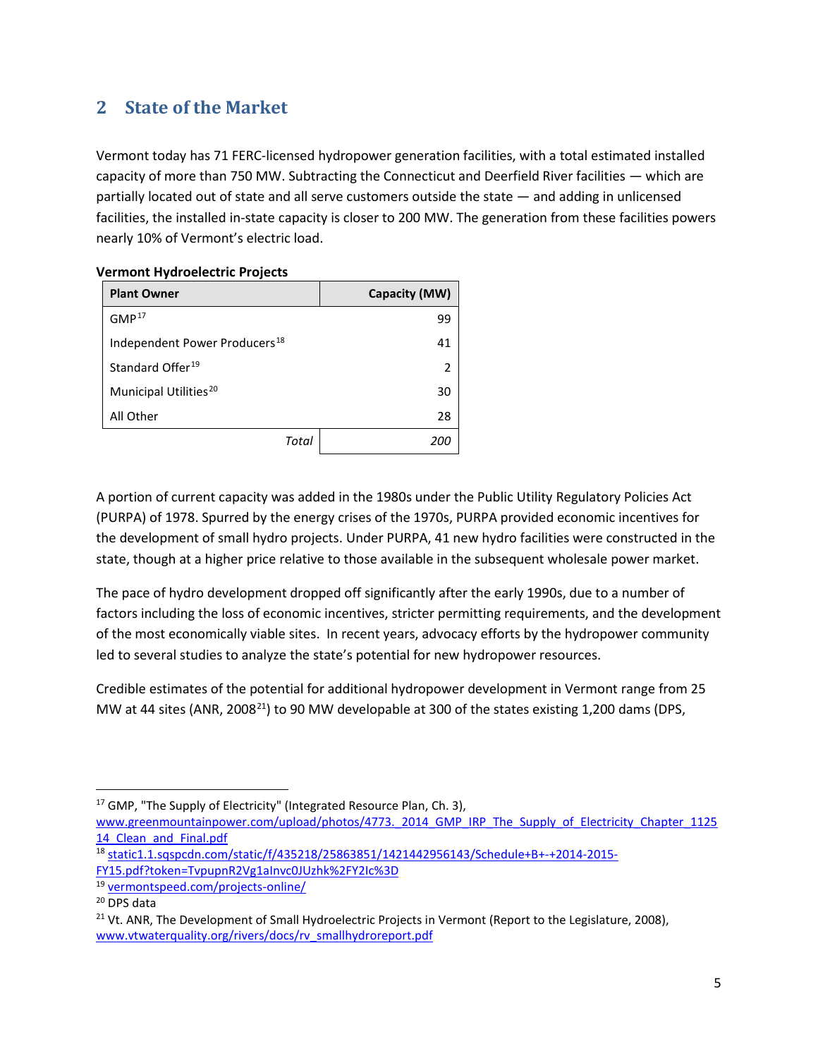## 2 State of the Market

Vermont today has 71 FERC-licensed hydropower generation facilities, with a total estimated installed capacity of more than 750 MW. Subtracting the Connecticut and Deerfield River facilities — which are partially located out of state and all serve customers outside the state — and adding in unlicensed facilities, the installed in-state capacity is closer to 200 MW. The generation from these facilities powers nearly 10% of Vermont's electric load.

**Vermont Hydroelectric Projects**

| Plant Owner | Capacity (MW) |
|---|---:|
| GMP[17] | 99 |
| Independent Power Producers[18] | 41 |
| Standard Offer[19] | 2 |
| Municipal Utilities[20] | 30 |
| All Other | 28 |
| *Total* | *200* |

A portion of current capacity was added in the 1980s under the Public Utility Regulatory Policies Act (PURPA) of 1978. Spurred by the energy crises of the 1970s, PURPA provided economic incentives for the development of small hydro projects. Under PURPA, 41 new hydro facilities were constructed in the state, though at a higher price relative to those available in the subsequent wholesale power market.

The pace of hydro development dropped off significantly after the early 1990s, due to a number of factors including the loss of economic incentives, stricter permitting requirements, and the development of the most economically viable sites. In recent years, advocacy efforts by the hydropower community led to several studies to analyze the state's potential for new hydropower resources.

Credible estimates of the potential for additional hydropower development in Vermont range from 25 MW at 44 sites (ANR, 2008[21]) to 90 MW developable at 300 of the states existing 1,200 dams (DPS,

---

[17] GMP, "The Supply of Electricity" (Integrated Resource Plan, Ch. 3), www.greenmountainpower.com/upload/photos/4773._2014_GMP_IRP_The_Supply_of_Electricity_Chapter_112514_Clean_and_Final.pdf

[18] static1.1.sqspcdn.com/static/f/435218/25863851/1421442956143/Schedule+B+-+2014-2015-FY15.pdf?token=TvpupnR2Vg1aInvc0JUzhk%2FY2Ic%3D

[19] vermontspeed.com/projects-online/

[20] DPS data

[21] Vt. ANR, The Development of Small Hydroelectric Projects in Vermont (Report to the Legislature, 2008), www.vtwaterquality.org/rivers/docs/rv_smallhydroreport.pdf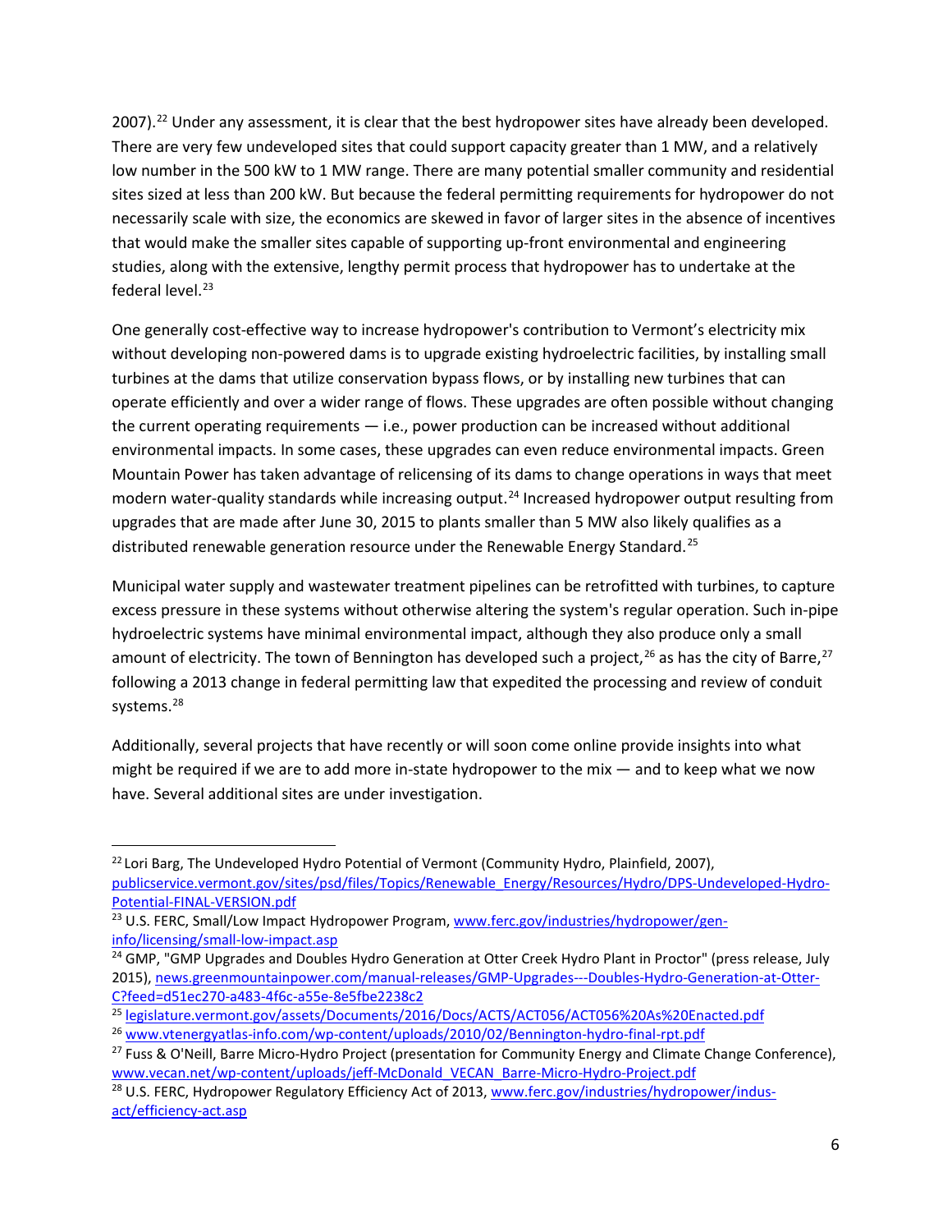2007).[22] Under any assessment, it is clear that the best hydropower sites have already been developed. There are very few undeveloped sites that could support capacity greater than 1 MW, and a relatively low number in the 500 kW to 1 MW range. There are many potential smaller community and residential sites sized at less than 200 kW. But because the federal permitting requirements for hydropower do not necessarily scale with size, the economics are skewed in favor of larger sites in the absence of incentives that would make the smaller sites capable of supporting up-front environmental and engineering studies, along with the extensive, lengthy permit process that hydropower has to undertake at the federal level.[23]

One generally cost-effective way to increase hydropower's contribution to Vermont's electricity mix without developing non-powered dams is to upgrade existing hydroelectric facilities, by installing small turbines at the dams that utilize conservation bypass flows, or by installing new turbines that can operate efficiently and over a wider range of flows. These upgrades are often possible without changing the current operating requirements — i.e., power production can be increased without additional environmental impacts. In some cases, these upgrades can even reduce environmental impacts. Green Mountain Power has taken advantage of relicensing of its dams to change operations in ways that meet modern water-quality standards while increasing output.[24] Increased hydropower output resulting from upgrades that are made after June 30, 2015 to plants smaller than 5 MW also likely qualifies as a distributed renewable generation resource under the Renewable Energy Standard.[25]

Municipal water supply and wastewater treatment pipelines can be retrofitted with turbines, to capture excess pressure in these systems without otherwise altering the system's regular operation. Such in-pipe hydroelectric systems have minimal environmental impact, although they also produce only a small amount of electricity. The town of Bennington has developed such a project,[26] as has the city of Barre,[27] following a 2013 change in federal permitting law that expedited the processing and review of conduit systems.[28]

Additionally, several projects that have recently or will soon come online provide insights into what might be required if we are to add more in-state hydropower to the mix — and to keep what we now have. Several additional sites are under investigation.

---

[22] Lori Barg, The Undeveloped Hydro Potential of Vermont (Community Hydro, Plainfield, 2007), publicservice.vermont.gov/sites/psd/files/Topics/Renewable_Energy/Resources/Hydro/DPS-Undeveloped-Hydro-Potential-FINAL-VERSION.pdf

[23] U.S. FERC, Small/Low Impact Hydropower Program, www.ferc.gov/industries/hydropower/gen-info/licensing/small-low-impact.asp

[24] GMP, "GMP Upgrades and Doubles Hydro Generation at Otter Creek Hydro Plant in Proctor" (press release, July 2015), news.greenmountainpower.com/manual-releases/GMP-Upgrades---Doubles-Hydro-Generation-at-Otter-C?feed=d51ec270-a483-4f6c-a55e-8e5fbe2238c2

[25] legislature.vermont.gov/assets/Documents/2016/Docs/ACTS/ACT056/ACT056%20As%20Enacted.pdf

[26] www.vtenergyatlas-info.com/wp-content/uploads/2010/02/Bennington-hydro-final-rpt.pdf

[27] Fuss & O'Neill, Barre Micro-Hydro Project (presentation for Community Energy and Climate Change Conference), www.vecan.net/wp-content/uploads/jeff-McDonald_VECAN_Barre-Micro-Hydro-Project.pdf

[28] U.S. FERC, Hydropower Regulatory Efficiency Act of 2013, www.ferc.gov/industries/hydropower/indus-act/efficiency-act.asp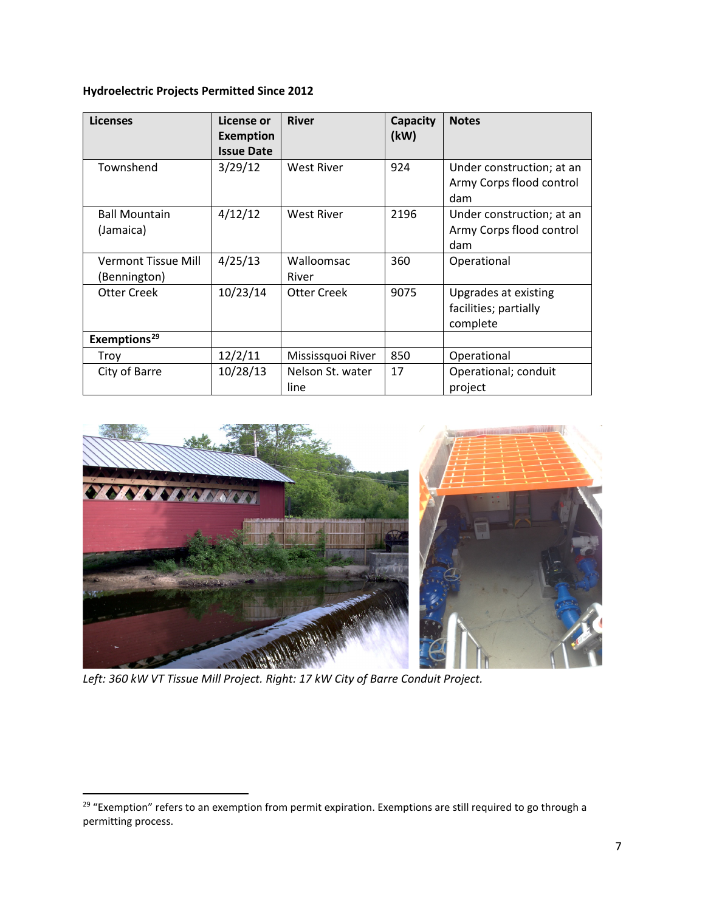**Hydroelectric Projects Permitted Since 2012**

| Licenses | License or Exemption Issue Date | River | Capacity (kW) | Notes |
|---|---|---|---|---|
| Townshend | 3/29/12 | West River | 924 | Under construction; at an Army Corps flood control dam |
| Ball Mountain (Jamaica) | 4/12/12 | West River | 2196 | Under construction; at an Army Corps flood control dam |
| Vermont Tissue Mill (Bennington) | 4/25/13 | Walloomsac River | 360 | Operational |
| Otter Creek | 10/23/14 | Otter Creek | 9075 | Upgrades at existing facilities; partially complete |
| **Exemptions**[29] | | | | |
| Troy | 12/2/11 | Mississquoi River | 850 | Operational |
| City of Barre | 10/28/13 | Nelson St. water line | 17 | Operational; conduit project |

*Left: 360 kW VT Tissue Mill Project. Right: 17 kW City of Barre Conduit Project.*

[29] "Exemption" refers to an exemption from permit expiration. Exemptions are still required to go through a permitting process.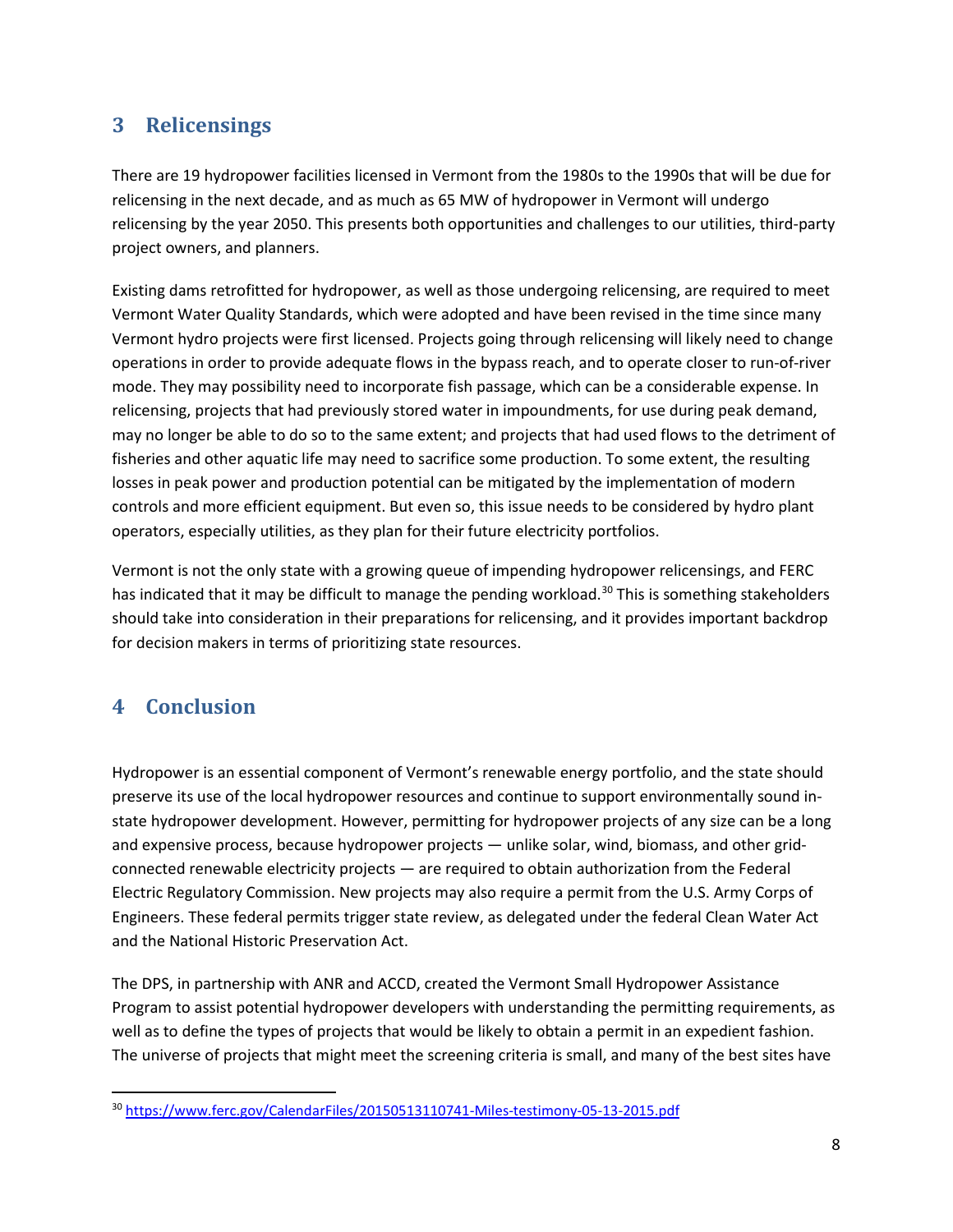# 3 Relicensings

There are 19 hydropower facilities licensed in Vermont from the 1980s to the 1990s that will be due for relicensing in the next decade, and as much as 65 MW of hydropower in Vermont will undergo relicensing by the year 2050. This presents both opportunities and challenges to our utilities, third-party project owners, and planners.

Existing dams retrofitted for hydropower, as well as those undergoing relicensing, are required to meet Vermont Water Quality Standards, which were adopted and have been revised in the time since many Vermont hydro projects were first licensed. Projects going through relicensing will likely need to change operations in order to provide adequate flows in the bypass reach, and to operate closer to run-of-river mode. They may possibility need to incorporate fish passage, which can be a considerable expense. In relicensing, projects that had previously stored water in impoundments, for use during peak demand, may no longer be able to do so to the same extent; and projects that had used flows to the detriment of fisheries and other aquatic life may need to sacrifice some production. To some extent, the resulting losses in peak power and production potential can be mitigated by the implementation of modern controls and more efficient equipment. But even so, this issue needs to be considered by hydro plant operators, especially utilities, as they plan for their future electricity portfolios.

Vermont is not the only state with a growing queue of impending hydropower relicensings, and FERC has indicated that it may be difficult to manage the pending workload.[30] This is something stakeholders should take into consideration in their preparations for relicensing, and it provides important backdrop for decision makers in terms of prioritizing state resources.

# 4 Conclusion

Hydropower is an essential component of Vermont's renewable energy portfolio, and the state should preserve its use of the local hydropower resources and continue to support environmentally sound in-state hydropower development. However, permitting for hydropower projects of any size can be a long and expensive process, because hydropower projects — unlike solar, wind, biomass, and other grid-connected renewable electricity projects — are required to obtain authorization from the Federal Electric Regulatory Commission. New projects may also require a permit from the U.S. Army Corps of Engineers. These federal permits trigger state review, as delegated under the federal Clean Water Act and the National Historic Preservation Act.

The DPS, in partnership with ANR and ACCD, created the Vermont Small Hydropower Assistance Program to assist potential hydropower developers with understanding the permitting requirements, as well as to define the types of projects that would be likely to obtain a permit in an expedient fashion. The universe of projects that might meet the screening criteria is small, and many of the best sites have

[30] https://www.ferc.gov/CalendarFiles/20150513110741-Miles-testimony-05-13-2015.pdf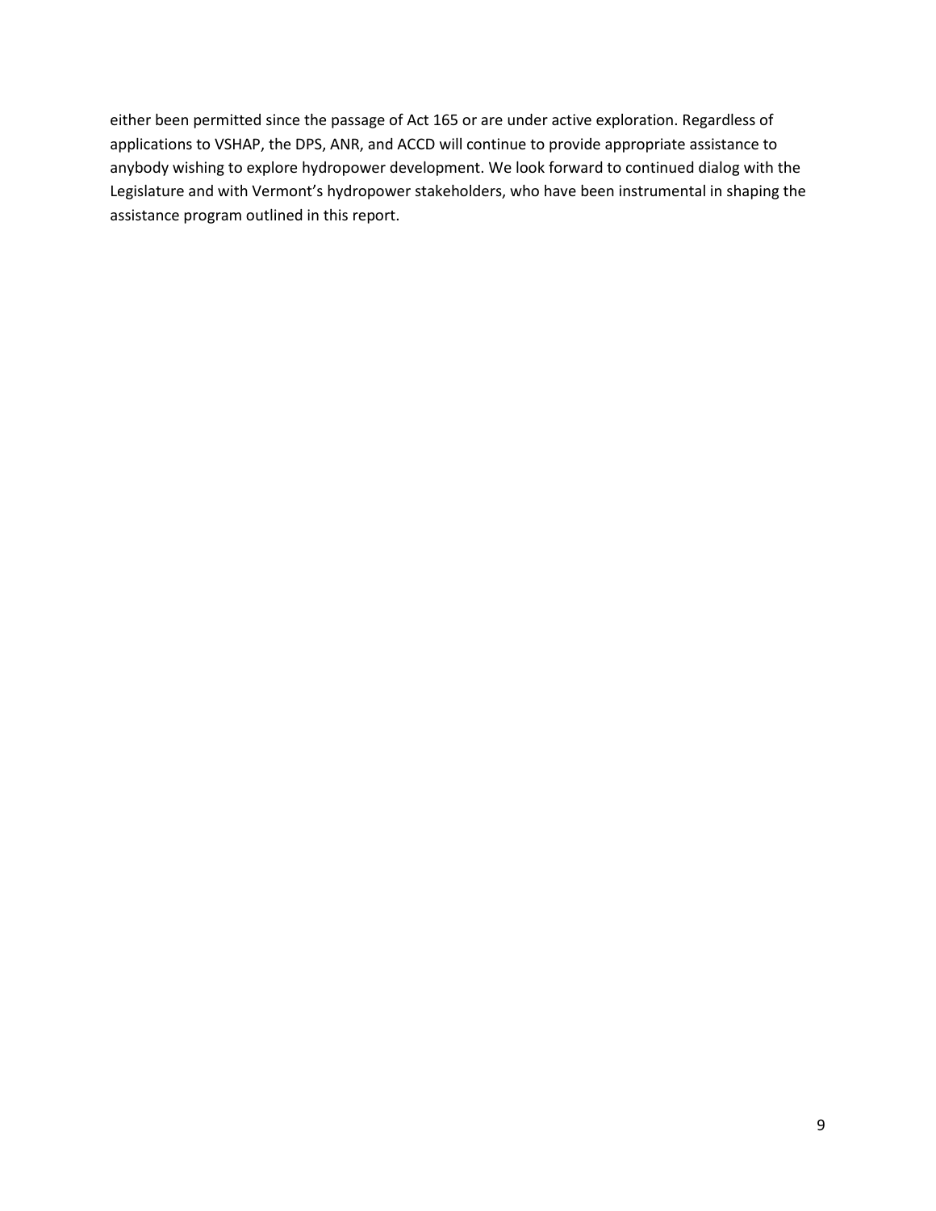either been permitted since the passage of Act 165 or are under active exploration. Regardless of applications to VSHAP, the DPS, ANR, and ACCD will continue to provide appropriate assistance to anybody wishing to explore hydropower development. We look forward to continued dialog with the Legislature and with Vermont's hydropower stakeholders, who have been instrumental in shaping the assistance program outlined in this report.